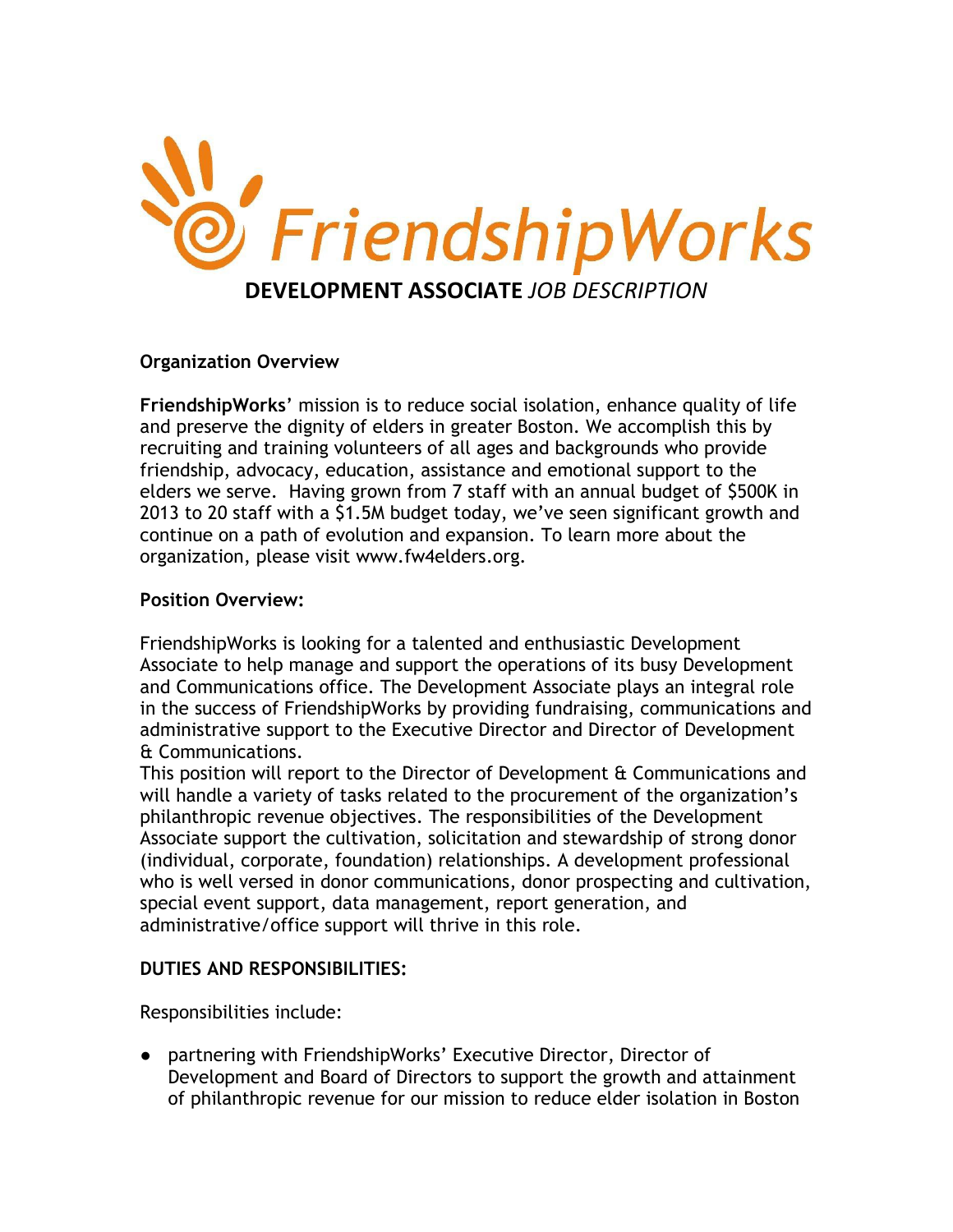# FriendshipWorks

## **DEVELOPMENT ASSOCIATE** *JOB DESCRIPTION*

**Organization Overview**

**FriendshipWorks**' mission is to reduce social isolation, enhance quality of life and preserve the dignity of elders in greater Boston. We accomplish this by recruiting and training volunteers of all ages and backgrounds who provide friendship, advocacy, education, assistance and emotional support to the elders we serve. Having grown from 7 staff with an annual budget of $500K in 2013 to 20 staff with a $1.5M budget today, we've seen significant growth and continue on a path of evolution and expansion. To learn more about the organization, please visit www.fw4elders.org.

**Position Overview:**

FriendshipWorks is looking for a talented and enthusiastic Development Associate to help manage and support the operations of its busy Development and Communications office. The Development Associate plays an integral role in the success of FriendshipWorks by providing fundraising, communications and administrative support to the Executive Director and Director of Development & Communications.

This position will report to the Director of Development & Communications and will handle a variety of tasks related to the procurement of the organization's philanthropic revenue objectives. The responsibilities of the Development Associate support the cultivation, solicitation and stewardship of strong donor (individual, corporate, foundation) relationships. A development professional who is well versed in donor communications, donor prospecting and cultivation, special event support, data management, report generation, and administrative/office support will thrive in this role.

**DUTIES AND RESPONSIBILITIES:**

Responsibilities include:

- partnering with FriendshipWorks' Executive Director, Director of Development and Board of Directors to support the growth and attainment of philanthropic revenue for our mission to reduce elder isolation in Boston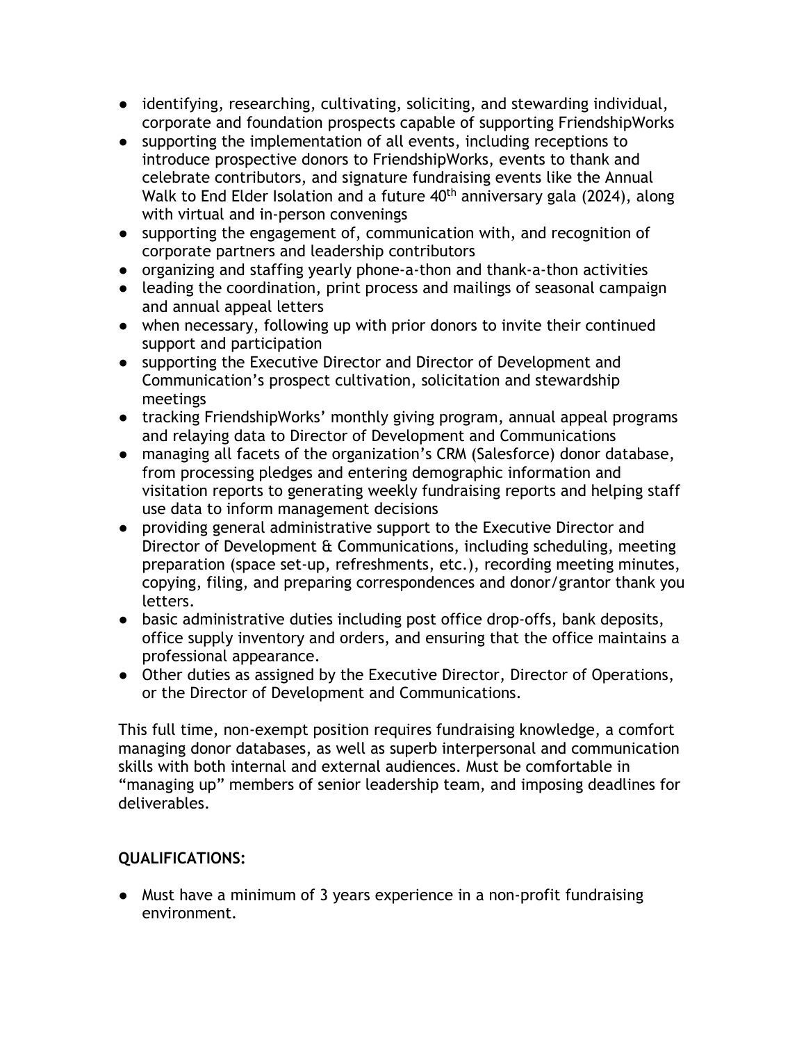- identifying, researching, cultivating, soliciting, and stewarding individual, corporate and foundation prospects capable of supporting FriendshipWorks
- supporting the implementation of all events, including receptions to introduce prospective donors to FriendshipWorks, events to thank and celebrate contributors, and signature fundraising events like the Annual Walk to End Elder Isolation and a future 40th anniversary gala (2024), along with virtual and in-person convenings
- supporting the engagement of, communication with, and recognition of corporate partners and leadership contributors
- organizing and staffing yearly phone-a-thon and thank-a-thon activities
- leading the coordination, print process and mailings of seasonal campaign and annual appeal letters
- when necessary, following up with prior donors to invite their continued support and participation
- supporting the Executive Director and Director of Development and Communication's prospect cultivation, solicitation and stewardship meetings
- tracking FriendshipWorks' monthly giving program, annual appeal programs and relaying data to Director of Development and Communications
- managing all facets of the organization's CRM (Salesforce) donor database, from processing pledges and entering demographic information and visitation reports to generating weekly fundraising reports and helping staff use data to inform management decisions
- providing general administrative support to the Executive Director and Director of Development & Communications, including scheduling, meeting preparation (space set-up, refreshments, etc.), recording meeting minutes, copying, filing, and preparing correspondences and donor/grantor thank you letters.
- basic administrative duties including post office drop-offs, bank deposits, office supply inventory and orders, and ensuring that the office maintains a professional appearance.
- Other duties as assigned by the Executive Director, Director of Operations, or the Director of Development and Communications.

This full time, non-exempt position requires fundraising knowledge, a comfort managing donor databases, as well as superb interpersonal and communication skills with both internal and external audiences. Must be comfortable in "managing up" members of senior leadership team, and imposing deadlines for deliverables.

**QUALIFICATIONS:**

- Must have a minimum of 3 years experience in a non-profit fundraising environment.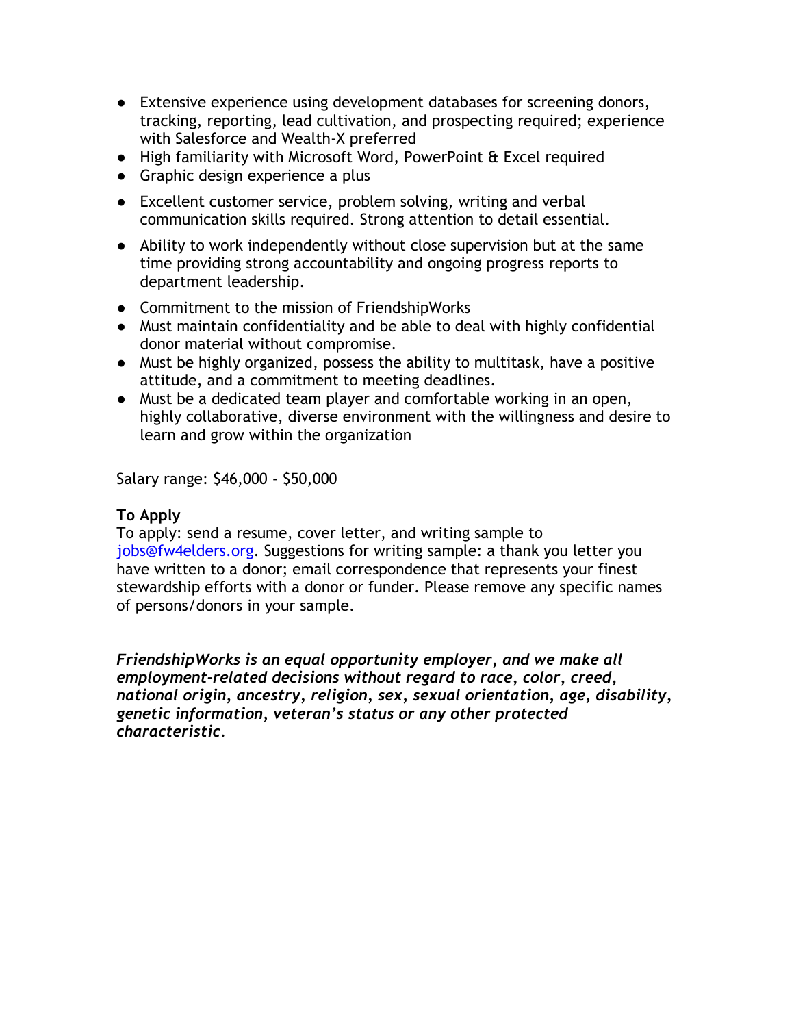- Extensive experience using development databases for screening donors, tracking, reporting, lead cultivation, and prospecting required; experience with Salesforce and Wealth-X preferred
- High familiarity with Microsoft Word, PowerPoint & Excel required
- Graphic design experience a plus
- Excellent customer service, problem solving, writing and verbal communication skills required. Strong attention to detail essential.
- Ability to work independently without close supervision but at the same time providing strong accountability and ongoing progress reports to department leadership.
- Commitment to the mission of FriendshipWorks
- Must maintain confidentiality and be able to deal with highly confidential donor material without compromise.
- Must be highly organized, possess the ability to multitask, have a positive attitude, and a commitment to meeting deadlines.
- Must be a dedicated team player and comfortable working in an open, highly collaborative, diverse environment with the willingness and desire to learn and grow within the organization

Salary range: $46,000 - $50,000

**To Apply**

To apply: send a resume, cover letter, and writing sample to jobs@fw4elders.org. Suggestions for writing sample: a thank you letter you have written to a donor; email correspondence that represents your finest stewardship efforts with a donor or funder. Please remove any specific names of persons/donors in your sample.

***FriendshipWorks is an equal opportunity employer, and we make all employment-related decisions without regard to race, color, creed, national origin, ancestry, religion, sex, sexual orientation, age, disability, genetic information, veteran's status or any other protected characteristic.***